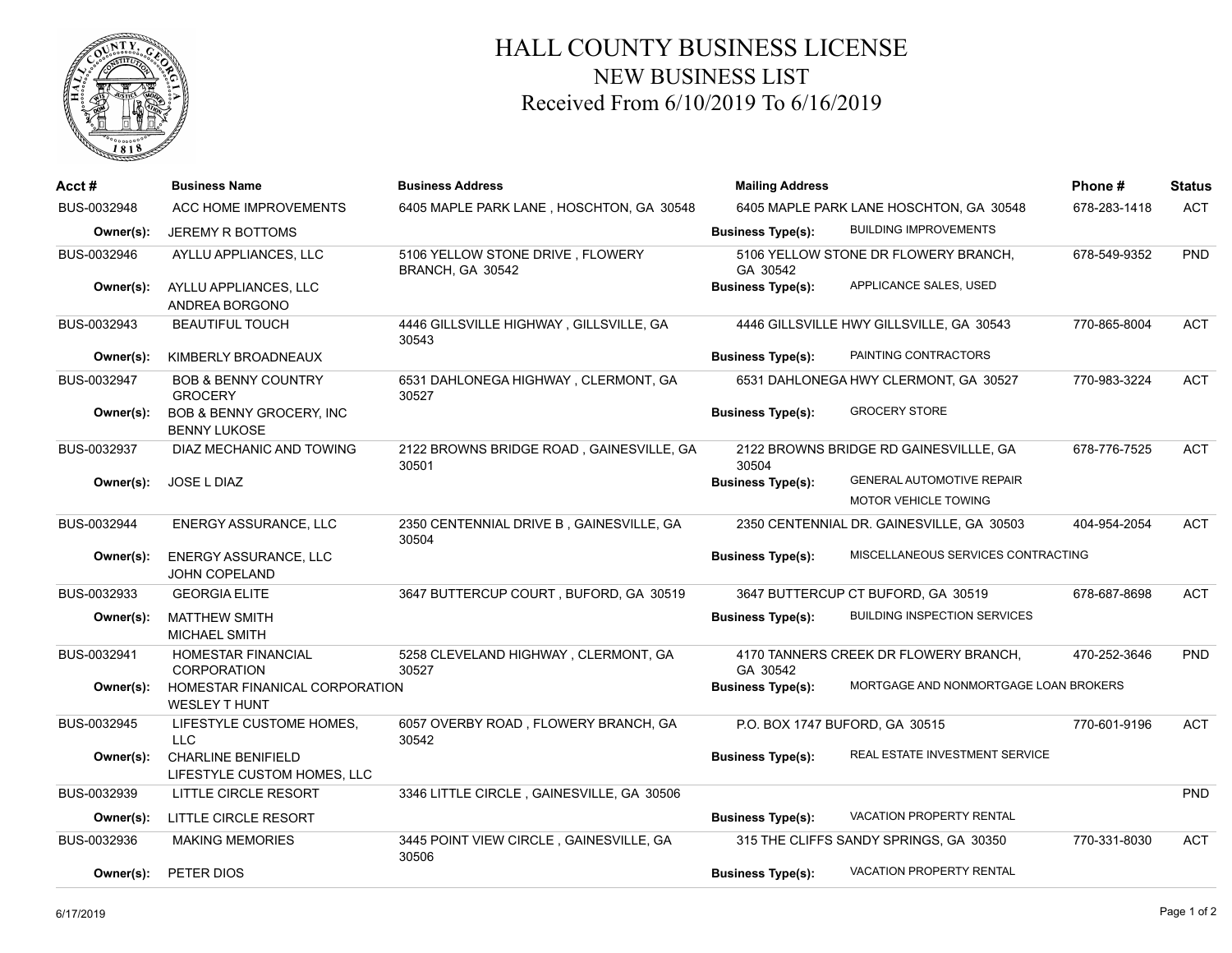# HALL COUNTY BUSINESS LICENSE

## NEW BUSINESS LIST

## Received From 6/10/2019 To 6/16/2019

| Acct # | Business Name | Business Address | Mailing Address | | Phone # | Status |
|---|---|---|---|---|---|---|
| BUS-0032948 | ACC HOME IMPROVEMENTS | 6405 MAPLE PARK LANE , HOSCHTON, GA 30548 | 6405 MAPLE PARK LANE HOSCHTON, GA 30548 | | 678-283-1418 | ACT |
| **Owner(s):** | JEREMY R BOTTOMS | | **Business Type(s):** | BUILDING IMPROVEMENTS | | |
| BUS-0032946 | AYLLU APPLIANCES, LLC | 5106 YELLOW STONE DRIVE , FLOWERY BRANCH, GA 30542 | 5106 YELLOW STONE DR FLOWERY BRANCH, GA 30542 | | 678-549-9352 | PND |
| **Owner(s):** | AYLLU APPLIANCES, LLC<br>ANDREA BORGONO | | **Business Type(s):** | APPLICANCE SALES, USED | | |
| BUS-0032943 | BEAUTIFUL TOUCH | 4446 GILLSVILLE HIGHWAY , GILLSVILLE, GA 30543 | 4446 GILLSVILLE HWY GILLSVILLE, GA 30543 | | 770-865-8004 | ACT |
| **Owner(s):** | KIMBERLY BROADNEAUX | | **Business Type(s):** | PAINTING CONTRACTORS | | |
| BUS-0032947 | BOB & BENNY COUNTRY GROCERY | 6531 DAHLONEGA HIGHWAY , CLERMONT, GA 30527 | 6531 DAHLONEGA HWY CLERMONT, GA 30527 | | 770-983-3224 | ACT |
| **Owner(s):** | BOB & BENNY GROCERY, INC<br>BENNY LUKOSE | | **Business Type(s):** | GROCERY STORE | | |
| BUS-0032937 | DIAZ MECHANIC AND TOWING | 2122 BROWNS BRIDGE ROAD , GAINESVILLE, GA 30501 | 2122 BROWNS BRIDGE RD GAINESVILLLE, GA 30504 | | 678-776-7525 | ACT |
| **Owner(s):** | JOSE L DIAZ | | **Business Type(s):** | GENERAL AUTOMOTIVE REPAIR<br>MOTOR VEHICLE TOWING | | |
| BUS-0032944 | ENERGY ASSURANCE, LLC | 2350 CENTENNIAL DRIVE B , GAINESVILLE, GA 30504 | 2350 CENTENNIAL DR. GAINESVILLE, GA 30503 | | 404-954-2054 | ACT |
| **Owner(s):** | ENERGY ASSURANCE, LLC<br>JOHN COPELAND | | **Business Type(s):** | MISCELLANEOUS SERVICES CONTRACTING | | |
| BUS-0032933 | GEORGIA ELITE | 3647 BUTTERCUP COURT , BUFORD, GA 30519 | 3647 BUTTERCUP CT BUFORD, GA 30519 | | 678-687-8698 | ACT |
| **Owner(s):** | MATTHEW SMITH<br>MICHAEL SMITH | | **Business Type(s):** | BUILDING INSPECTION SERVICES | | |
| BUS-0032941 | HOMESTAR FINANCIAL CORPORATION | 5258 CLEVELAND HIGHWAY , CLERMONT, GA 30527 | 4170 TANNERS CREEK DR FLOWERY BRANCH, GA 30542 | | 470-252-3646 | PND |
| **Owner(s):** | HOMESTAR FINANICAL CORPORATION<br>WESLEY T HUNT | | **Business Type(s):** | MORTGAGE AND NONMORTGAGE LOAN BROKERS | | |
| BUS-0032945 | LIFESTYLE CUSTOME HOMES, LLC | 6057 OVERBY ROAD , FLOWERY BRANCH, GA 30542 | P.O. BOX 1747 BUFORD, GA 30515 | | 770-601-9196 | ACT |
| **Owner(s):** | CHARLINE BENIFIELD<br>LIFESTYLE CUSTOM HOMES, LLC | | **Business Type(s):** | REAL ESTATE INVESTMENT SERVICE | | |
| BUS-0032939 | LITTLE CIRCLE RESORT | 3346 LITTLE CIRCLE , GAINESVILLE, GA 30506 | | | | PND |
| **Owner(s):** | LITTLE CIRCLE RESORT | | **Business Type(s):** | VACATION PROPERTY RENTAL | | |
| BUS-0032936 | MAKING MEMORIES | 3445 POINT VIEW CIRCLE , GAINESVILLE, GA 30506 | 315 THE CLIFFS SANDY SPRINGS, GA 30350 | | 770-331-8030 | ACT |
| **Owner(s):** | PETER DIOS | | **Business Type(s):** | VACATION PROPERTY RENTAL | | |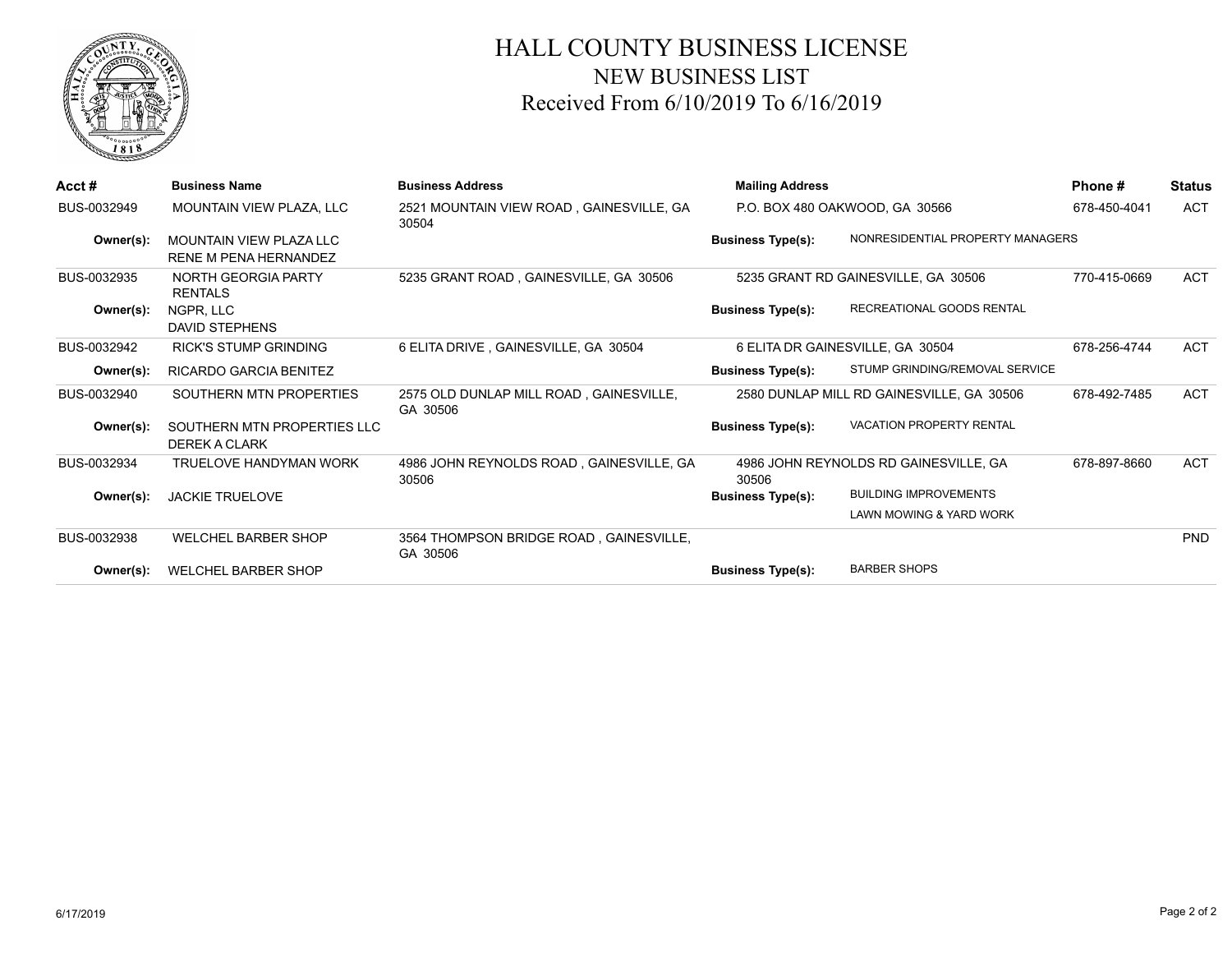# HALL COUNTY BUSINESS LICENSE
## NEW BUSINESS LIST
## Received From 6/10/2019 To 6/16/2019

| Acct # | Business Name | Business Address | Mailing Address | | Phone # | Status |
|---|---|---|---|---|---|---|
| BUS-0032949 | MOUNTAIN VIEW PLAZA, LLC | 2521 MOUNTAIN VIEW ROAD , GAINESVILLE, GA 30504 | P.O. BOX 480 OAKWOOD, GA 30566 | | 678-450-4041 | ACT |
| **Owner(s):** | MOUNTAIN VIEW PLAZA LLC<br>RENE M PENA HERNANDEZ | | **Business Type(s):** | NONRESIDENTIAL PROPERTY MANAGERS | | |
| BUS-0032935 | NORTH GEORGIA PARTY RENTALS | 5235 GRANT ROAD , GAINESVILLE, GA 30506 | 5235 GRANT RD GAINESVILLE, GA 30506 | | 770-415-0669 | ACT |
| **Owner(s):** | NGPR, LLC<br>DAVID STEPHENS | | **Business Type(s):** | RECREATIONAL GOODS RENTAL | | |
| BUS-0032942 | RICK'S STUMP GRINDING | 6 ELITA DRIVE , GAINESVILLE, GA 30504 | 6 ELITA DR GAINESVILLE, GA 30504 | | 678-256-4744 | ACT |
| **Owner(s):** | RICARDO GARCIA BENITEZ | | **Business Type(s):** | STUMP GRINDING/REMOVAL SERVICE | | |
| BUS-0032940 | SOUTHERN MTN PROPERTIES | 2575 OLD DUNLAP MILL ROAD , GAINESVILLE, GA 30506 | 2580 DUNLAP MILL RD GAINESVILLE, GA 30506 | | 678-492-7485 | ACT |
| **Owner(s):** | SOUTHERN MTN PROPERTIES LLC<br>DEREK A CLARK | | **Business Type(s):** | VACATION PROPERTY RENTAL | | |
| BUS-0032934 | TRUELOVE HANDYMAN WORK | 4986 JOHN REYNOLDS ROAD , GAINESVILLE, GA 30506 | 4986 JOHN REYNOLDS RD GAINESVILLE, GA 30506 | | 678-897-8660 | ACT |
| **Owner(s):** | JACKIE TRUELOVE | | **Business Type(s):** | BUILDING IMPROVEMENTS<br>LAWN MOWING & YARD WORK | | |
| BUS-0032938 | WELCHEL BARBER SHOP | 3564 THOMPSON BRIDGE ROAD , GAINESVILLE, GA 30506 | | | | PND |
| **Owner(s):** | WELCHEL BARBER SHOP | | **Business Type(s):** | BARBER SHOPS | | |

6/17/2019